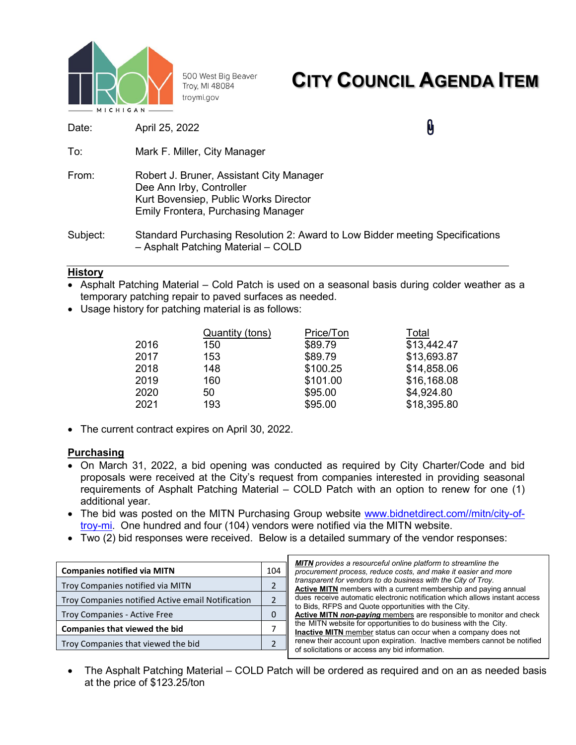500 West Big Beaver
Troy, MI 48084
troymi.gov

# CITY COUNCIL AGENDA ITEM

| | |
|---|---|
| Date: | April 25, 2022 |
| To: | Mark F. Miller, City Manager |
| From: | Robert J. Bruner, Assistant City Manager<br>Dee Ann Irby, Controller<br>Kurt Bovensiep, Public Works Director<br>Emily Frontera, Purchasing Manager |
| Subject: | Standard Purchasing Resolution 2: Award to Low Bidder meeting Specifications – Asphalt Patching Material – COLD |

## History

- Asphalt Patching Material – Cold Patch is used on a seasonal basis during colder weather as a temporary patching repair to paved surfaces as needed.
- Usage history for patching material is as follows:

| | Quantity (tons) | Price/Ton | Total |
|---|---|---|---|
| 2016 | 150 | $89.79 | $13,442.47 |
| 2017 | 153 | $89.79 | $13,693.87 |
| 2018 | 148 | $100.25 | $14,858.06 |
| 2019 | 160 | $101.00 | $16,168.08 |
| 2020 | 50 | $95.00 | $4,924.80 |
| 2021 | 193 | $95.00 | $18,395.80 |

- The current contract expires on April 30, 2022.

## Purchasing

- On March 31, 2022, a bid opening was conducted as required by City Charter/Code and bid proposals were received at the City's request from companies interested in providing seasonal requirements of Asphalt Patching Material – COLD Patch with an option to renew for one (1) additional year.
- The bid was posted on the MITN Purchasing Group website [www.bidnetdirect.com//mitn/city-of-troy-mi](www.bidnetdirect.com//mitn/city-of-troy-mi). One hundred and four (104) vendors were notified via the MITN website.
- Two (2) bid responses were received. Below is a detailed summary of the vendor responses:

| | |
|---|---|
| **Companies notified via MITN** | 104 |
| Troy Companies notified via MITN | 2 |
| Troy Companies notified Active email Notification | 2 |
| Troy Companies - Active Free | 0 |
| **Companies that viewed the bid** | 7 |
| Troy Companies that viewed the bid | 2 |

***MITN*** *provides a resourceful online platform to streamline the procurement process, reduce costs, and make it easier and more transparent for vendors to do business with the City of Troy.*
**Active MITN** members with a current membership and paying annual dues receive automatic electronic notification which allows instant access to Bids, RFPS and Quote opportunities with the City.
**Active MITN *non-paying*** members are responsible to monitor and check the MITN website for opportunities to do business with the City.
**Inactive MITN** member status can occur when a company does not renew their account upon expiration. Inactive members cannot be notified of solicitations or access any bid information.

- The Asphalt Patching Material – COLD Patch will be ordered as required and on an as needed basis at the price of $123.25/ton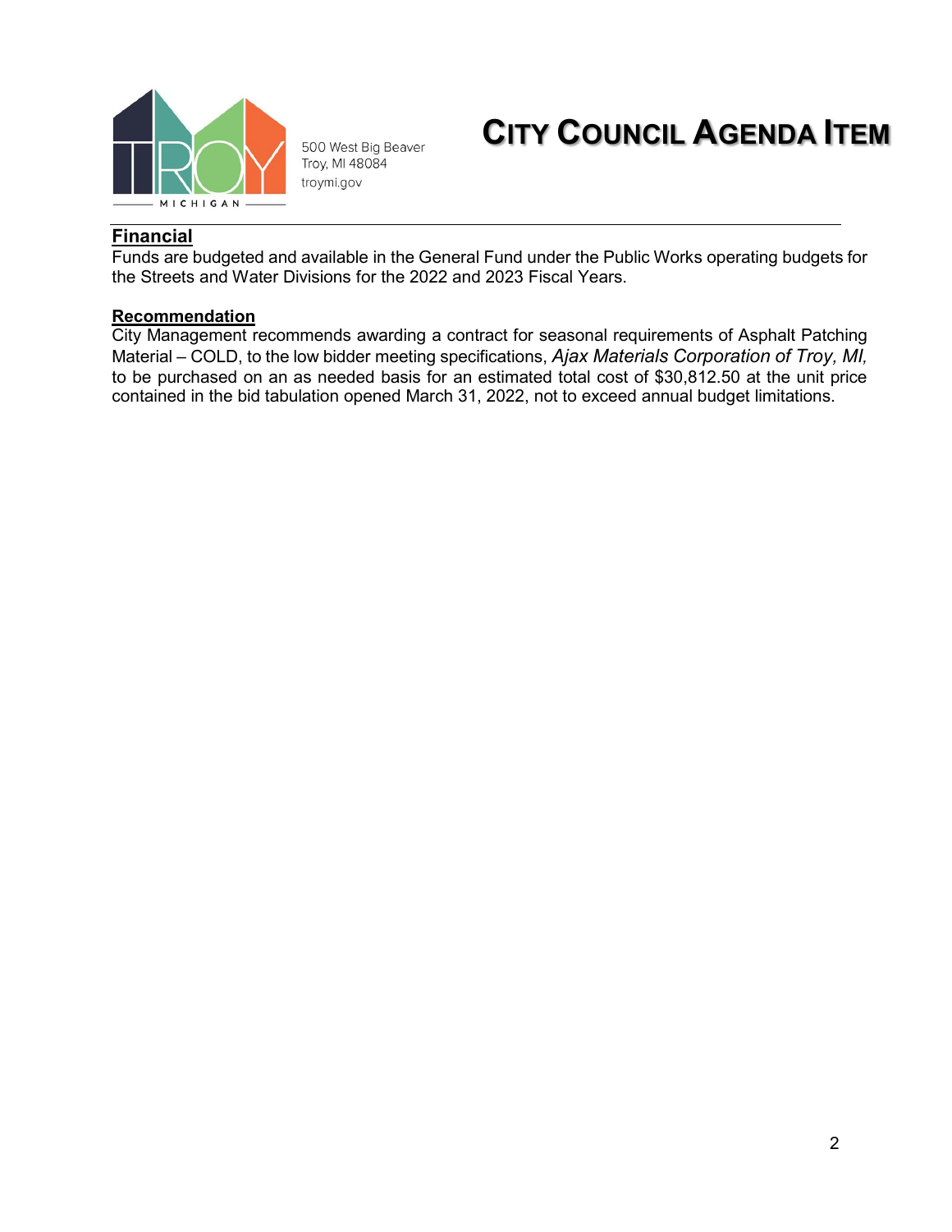**Financial**

Funds are budgeted and available in the General Fund under the Public Works operating budgets for the Streets and Water Divisions for the 2022 and 2023 Fiscal Years.

**Recommendation**

City Management recommends awarding a contract for seasonal requirements of Asphalt Patching Material – COLD, to the low bidder meeting specifications, *Ajax Materials Corporation of Troy, MI,* to be purchased on an as needed basis for an estimated total cost of $30,812.50 at the unit price contained in the bid tabulation opened March 31, 2022, not to exceed annual budget limitations.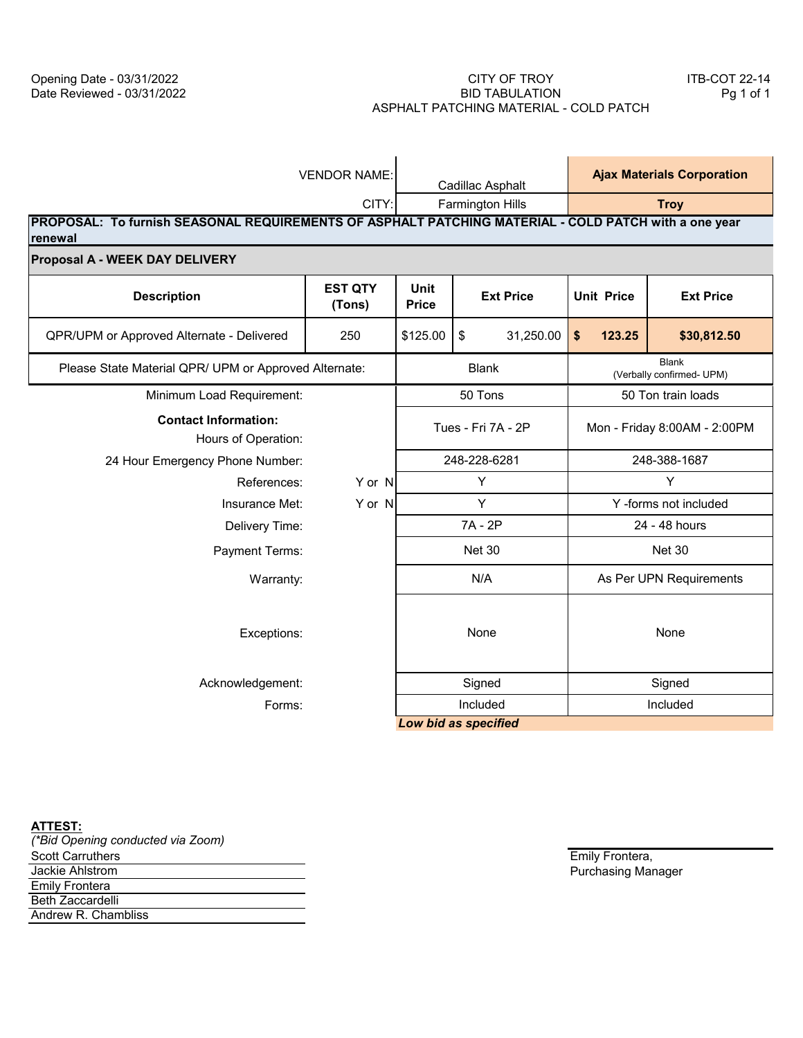Opening Date - 03/31/2022
Date Reviewed - 03/31/2022

CITY OF TROY
BID TABULATION
ASPHALT PATCHING MATERIAL - COLD PATCH

ITB-COT 22-14

| | | | | | |
|---|---|---|---|---|---|
| | VENDOR NAME: | Cadillac Asphalt | | **Ajax Materials Corporation** | |
| | CITY: | Farmington Hills | | **Troy** | |
| **PROPOSAL: To furnish SEASONAL REQUIREMENTS OF ASPHALT PATCHING MATERIAL - COLD PATCH with a one year renewal** | | | | | |
| **Proposal A - WEEK DAY DELIVERY** | | | | | |
| **Description** | **EST QTY (Tons)** | **Unit Price** | **Ext Price** | **Unit Price** | **Ext Price** |
| QPR/UPM or Approved Alternate - Delivered | 250 | $125.00 | $ 31,250.00 | **$ 123.25** | **$30,812.50** |
| Please State Material QPR/ UPM or Approved Alternate: | | Blank | | Blank (Verbally confirmed- UPM) | |
| Minimum Load Requirement: | | 50 Tons | | 50 Ton train loads | |
| **Contact Information:** Hours of Operation: | | Tues - Fri 7A - 2P | | Mon - Friday 8:00AM - 2:00PM | |
| 24 Hour Emergency Phone Number: | | 248-228-6281 | | 248-388-1687 | |
| References: | Y or N | Y | | Y | |
| Insurance Met: | Y or N | Y | | Y -forms not included | |
| Delivery Time: | | 7A - 2P | | 24 - 48 hours | |
| Payment Terms: | | Net 30 | | Net 30 | |
| Warranty: | | N/A | | As Per UPN Requirements | |
| Exceptions: | | None | | None | |
| Acknowledgement: | | Signed | | Signed | |
| Forms: | | Included | | Included | |
| | | | | ***Low bid as specified*** | |

**ATTEST:**
*(\*Bid Opening conducted via Zoom)*
Scott Carruthers
Jackie Ahlstrom
Emily Frontera
Beth Zaccardelli
Andrew R. Chambliss

Emily Frontera,
Purchasing Manager